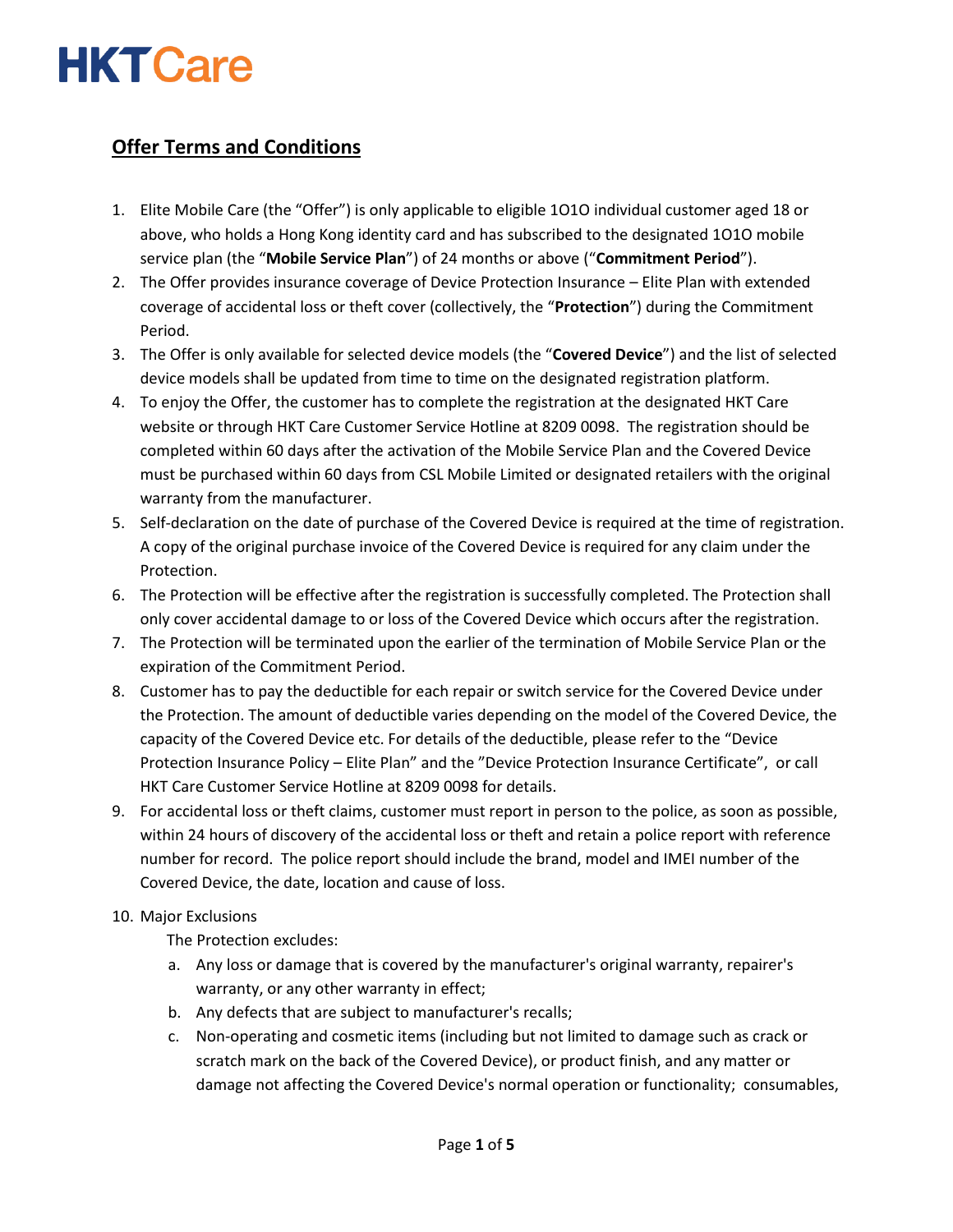# HKT Care

## Offer Terms and Conditions

1. Elite Mobile Care (the "Offer") is only applicable to eligible 1O1O individual customer aged 18 or above, who holds a Hong Kong identity card and has subscribed to the designated 1O1O mobile service plan (the "**Mobile Service Plan**") of 24 months or above ("**Commitment Period**").
2. The Offer provides insurance coverage of Device Protection Insurance – Elite Plan with extended coverage of accidental loss or theft cover (collectively, the "**Protection**") during the Commitment Period.
3. The Offer is only available for selected device models (the "**Covered Device**") and the list of selected device models shall be updated from time to time on the designated registration platform.
4. To enjoy the Offer, the customer has to complete the registration at the designated HKT Care website or through HKT Care Customer Service Hotline at 8209 0098. The registration should be completed within 60 days after the activation of the Mobile Service Plan and the Covered Device must be purchased within 60 days from CSL Mobile Limited or designated retailers with the original warranty from the manufacturer.
5. Self-declaration on the date of purchase of the Covered Device is required at the time of registration. A copy of the original purchase invoice of the Covered Device is required for any claim under the Protection.
6. The Protection will be effective after the registration is successfully completed. The Protection shall only cover accidental damage to or loss of the Covered Device which occurs after the registration.
7. The Protection will be terminated upon the earlier of the termination of Mobile Service Plan or the expiration of the Commitment Period.
8. Customer has to pay the deductible for each repair or switch service for the Covered Device under the Protection. The amount of deductible varies depending on the model of the Covered Device, the capacity of the Covered Device etc. For details of the deductible, please refer to the "Device Protection Insurance Policy – Elite Plan" and the "Device Protection Insurance Certificate", or call HKT Care Customer Service Hotline at 8209 0098 for details.
9. For accidental loss or theft claims, customer must report in person to the police, as soon as possible, within 24 hours of discovery of the accidental loss or theft and retain a police report with reference number for record. The police report should include the brand, model and IMEI number of the Covered Device, the date, location and cause of loss.
10. Major Exclusions

    The Protection excludes:

    a. Any loss or damage that is covered by the manufacturer's original warranty, repairer's warranty, or any other warranty in effect;
    b. Any defects that are subject to manufacturer's recalls;
    c. Non-operating and cosmetic items (including but not limited to damage such as crack or scratch mark on the back of the Covered Device), or product finish, and any matter or damage not affecting the Covered Device's normal operation or functionality; consumables,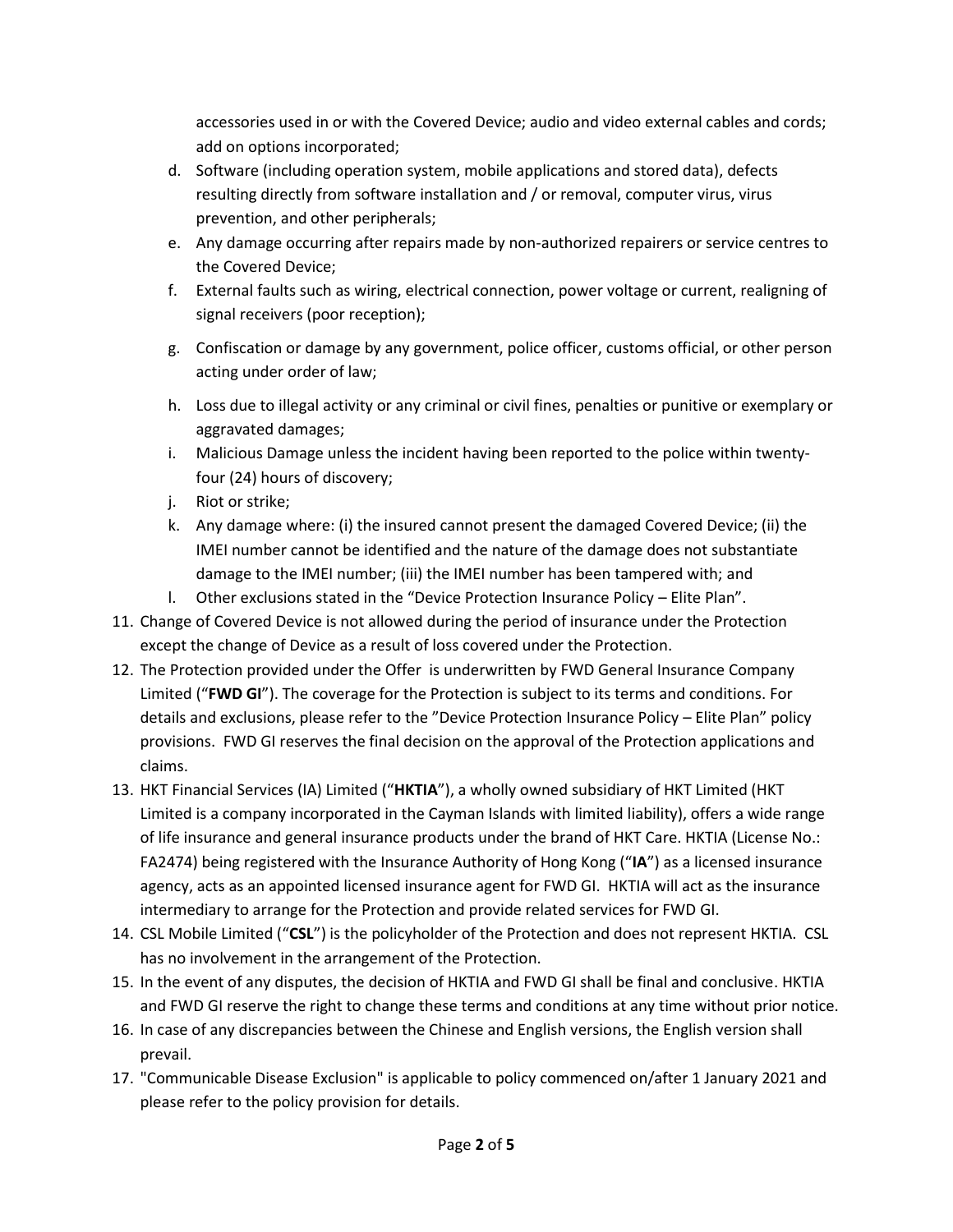accessories used in or with the Covered Device; audio and video external cables and cords; add on options incorporated;

d. Software (including operation system, mobile applications and stored data), defects resulting directly from software installation and / or removal, computer virus, virus prevention, and other peripherals;
e. Any damage occurring after repairs made by non-authorized repairers or service centres to the Covered Device;
f. External faults such as wiring, electrical connection, power voltage or current, realigning of signal receivers (poor reception);
g. Confiscation or damage by any government, police officer, customs official, or other person acting under order of law;
h. Loss due to illegal activity or any criminal or civil fines, penalties or punitive or exemplary or aggravated damages;
i. Malicious Damage unless the incident having been reported to the police within twenty-four (24) hours of discovery;
j. Riot or strike;
k. Any damage where: (i) the insured cannot present the damaged Covered Device; (ii) the IMEI number cannot be identified and the nature of the damage does not substantiate damage to the IMEI number; (iii) the IMEI number has been tampered with; and
l. Other exclusions stated in the "Device Protection Insurance Policy – Elite Plan".

11. Change of Covered Device is not allowed during the period of insurance under the Protection except the change of Device as a result of loss covered under the Protection.
12. The Protection provided under the Offer is underwritten by FWD General Insurance Company Limited ("**FWD GI**"). The coverage for the Protection is subject to its terms and conditions. For details and exclusions, please refer to the "Device Protection Insurance Policy – Elite Plan" policy provisions. FWD GI reserves the final decision on the approval of the Protection applications and claims.
13. HKT Financial Services (IA) Limited ("**HKTIA**"), a wholly owned subsidiary of HKT Limited (HKT Limited is a company incorporated in the Cayman Islands with limited liability), offers a wide range of life insurance and general insurance products under the brand of HKT Care. HKTIA (License No.: FA2474) being registered with the Insurance Authority of Hong Kong ("**IA**") as a licensed insurance agency, acts as an appointed licensed insurance agent for FWD GI. HKTIA will act as the insurance intermediary to arrange for the Protection and provide related services for FWD GI.
14. CSL Mobile Limited ("**CSL**") is the policyholder of the Protection and does not represent HKTIA. CSL has no involvement in the arrangement of the Protection.
15. In the event of any disputes, the decision of HKTIA and FWD GI shall be final and conclusive. HKTIA and FWD GI reserve the right to change these terms and conditions at any time without prior notice.
16. In case of any discrepancies between the Chinese and English versions, the English version shall prevail.
17. "Communicable Disease Exclusion" is applicable to policy commenced on/after 1 January 2021 and please refer to the policy provision for details.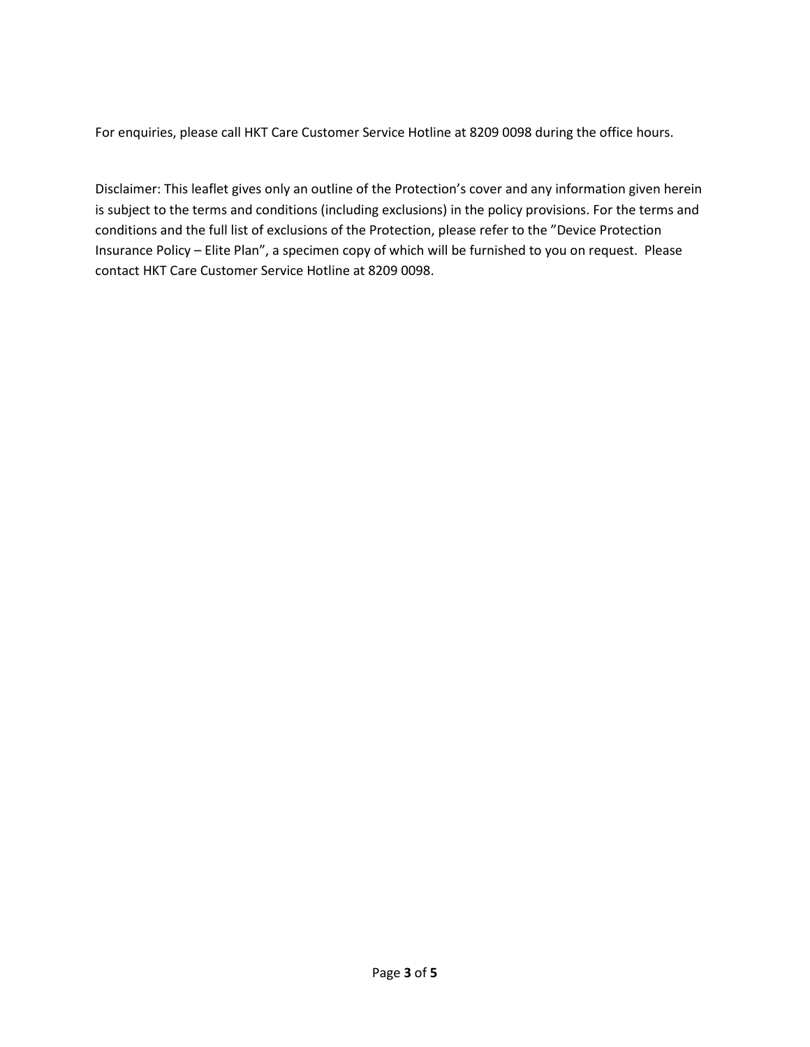For enquiries, please call HKT Care Customer Service Hotline at 8209 0098 during the office hours.

Disclaimer: This leaflet gives only an outline of the Protection's cover and any information given herein is subject to the terms and conditions (including exclusions) in the policy provisions. For the terms and conditions and the full list of exclusions of the Protection, please refer to the "Device Protection Insurance Policy – Elite Plan", a specimen copy of which will be furnished to you on request. Please contact HKT Care Customer Service Hotline at 8209 0098.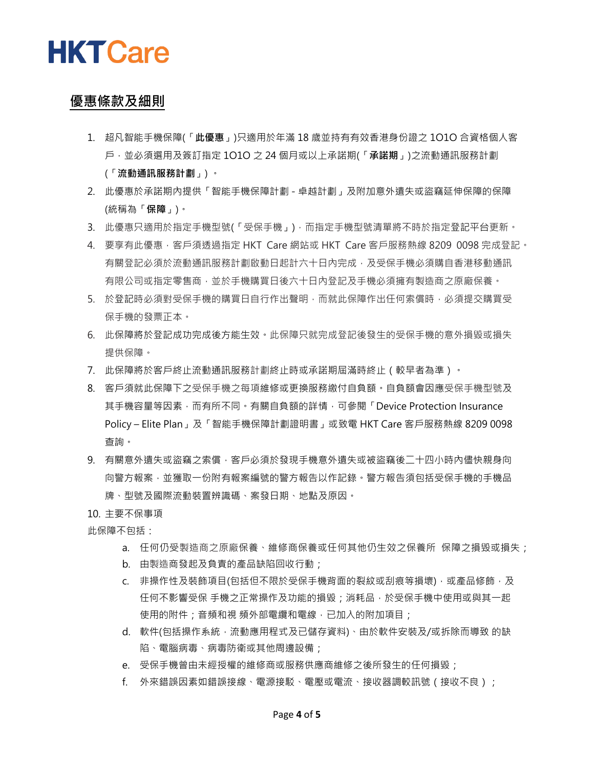HKTCare

## 優惠條款及細則

1. 超凡智能手機保障(「**此優惠**」)只適用於年滿 18 歲並持有有效香港身份證之 1O1O 合資格個人客戶，並必須選用及簽訂指定 1O1O 之 24 個月或以上承諾期(「**承諾期**」)之流動通訊服務計劃(「**流動通訊服務計劃**」)。
2. 此優惠於承諾期內提供「智能手機保障計劃 - 卓越計劃」及附加意外遺失或盜竊延伸保障的保障(統稱為「**保障**」)。
3. 此優惠只適用於指定手機型號(「受保手機」)，而指定手機型號清單將不時於指定登記平台更新。
4. 要享有此優惠，客戶須透過指定 HKT Care 網站或 HKT Care 客戶服務熱線 8209 0098 完成登記。有關登記必須於流動通訊服務計劃啟動日起計六十日內完成，及受保手機必須購自香港移動通訊有限公司或指定零售商，並於手機購買日後六十日內登記及手機必須擁有製造商之原廠保養。
5. 於登記時必須對受保手機的購買日自行作出聲明，而就此保障作出任何索償時，必須提交購買受保手機的發票正本。
6. 此保障將於登記成功完成後方能生效。此保障只就完成登記後發生的受保手機的意外損毀或損失提供保障。
7. 此保障將於客戶終止流動通訊服務計劃終止時或承諾期屆滿時終止（較早者為準）。
8. 客戶須就此保障下之受保手機之每項維修或更換服務繳付自負額。自負額會因應受保手機型號及其手機容量等因素，而有所不同。有關自負額的詳情，可參閱「Device Protection Insurance Policy – Elite Plan」及「智能手機保障計劃證明書」或致電 HKT Care 客戶服務熱線 8209 0098 查詢。
9. 有關意外遺失或盜竊之索償，客戶必須於發現手機意外遺失或被盜竊後二十四小時內儘快親身向向警方報案，並獲取一份附有報案編號的警方報告以作記錄。警方報告須包括受保手機的手機品牌、型號及國際流動裝置辨識碼、案發日期、地點及原因。
10. 主要不保事項

此保障不包括：

   a. 任何仍受製造商之原廠保養、維修商保養或任何其他仍生效之保養所 保障之損毀或損失；
   b. 由製造商發起及負責的產品缺陷回收行動；
   c. 非操作性及裝飾項目(包括但不限於受保手機背面的裂紋或刮痕等損壞)，或產品修飾，及任何不影響受保 手機之正常操作及功能的損毀；消耗品，於受保手機中使用或與其一起使用的附件；音頻和視 頻外部電纜和電線，已加入的附加項目；
   d. 軟件(包括操作系統，流動應用程式及已儲存資料)、由於軟件安裝及/或拆除而導致 的缺陷、電腦病毒、病毒防衛或其他周邊設備；
   e. 受保手機曾由未經授權的維修商或服務供應商維修之後所發生的任何損毀；
   f. 外來錯誤因素如錯誤接線、電源接駁、電壓或電流、接收器調較訊號（接收不良）；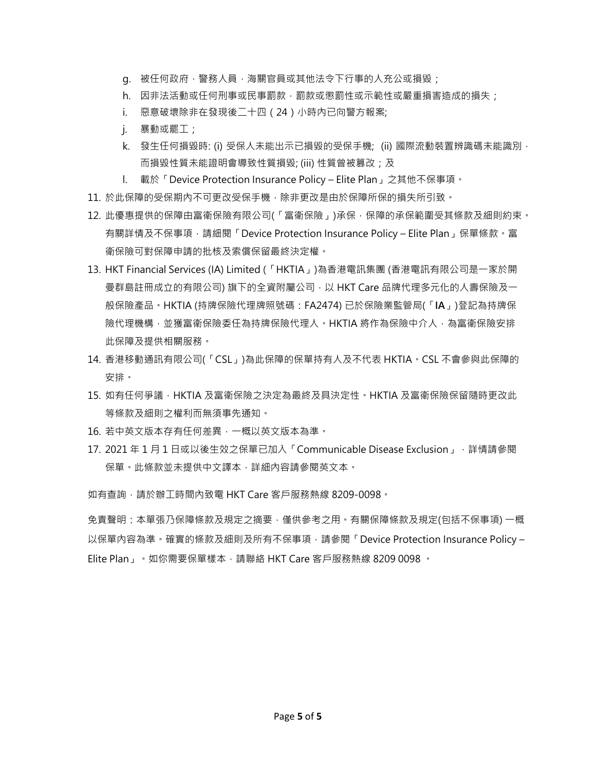g. 被任何政府，警務人員，海關官員或其他法令下行事的人充公或損毀；
   h. 因非法活動或任何刑事或民事罰款，罰款或懲罰性或示範性或嚴重損害造成的損失；
   i. 惡意破壞除非在發現後二十四（24）小時內已向警方報案;
   j. 暴動或罷工；
   k. 發生任何損毀時: (i) 受保人未能出示已損毀的受保手機; (ii) 國際流動裝置辨識碼未能識別，而損毀性質未能證明會導致性質損毀; (iii) 性質曾被篡改；及
   l. 載於「Device Protection Insurance Policy – Elite Plan」之其他不保事項。

11. 於此保障的受保期內不可更改受保手機，除非更改是由於保障所保的損失所引致。
12. 此優惠提供的保障由富衛保險有限公司(「富衛保險」)承保，保障的承保範圍受其條款及細則約束。有關詳情及不保事項，請細閱「Device Protection Insurance Policy – Elite Plan」保單條款。富衛保險可對保障申請的批核及索償保留最終決定權。
13. HKT Financial Services (IA) Limited (「HKTIA」)為香港電訊集團 (香港電訊有限公司是一家於開曼群島註冊成立的有限公司) 旗下的全資附屬公司，以 HKT Care 品牌代理多元化的人壽保險及一般保險產品。HKTIA (持牌保險代理牌照號碼：FA2474) 已於保險業監管局(「**IA**」)登記為持牌保險代理機構，並獲富衛保險委任為持牌保險代理人。HKTIA 將作為保險中介人，為富衛保險安排此保障及提供相關服務。
14. 香港移動通訊有限公司(「CSL」)為此保障的保單持有人及不代表 HKTIA。CSL 不會參與此保障的安排。
15. 如有任何爭議，HKTIA 及富衛保險之決定為最終及具決定性。HKTIA 及富衛保險保留隨時更改此等條款及細則之權利而無須事先通知。
16. 若中英文版本存有任何差異，一概以英文版本為準。
17. 2021 年 1 月 1 日或以後生效之保單已加入「Communicable Disease Exclusion」，詳情請參閱保單。此條款並未提供中文譯本，詳細內容請參閱英文本。

如有查詢，請於辦工時間內致電 HKT Care 客戶服務熱線 8209-0098。

免責聲明：本單張乃保障條款及規定之摘要，僅供參考之用。有關保障條款及規定(包括不保事項) 一概以保單內容為準。確實的條款及細則及所有不保事項，請參閱「Device Protection Insurance Policy – Elite Plan」。如你需要保單樣本，請聯絡 HKT Care 客戶服務熱線 8209 0098 。